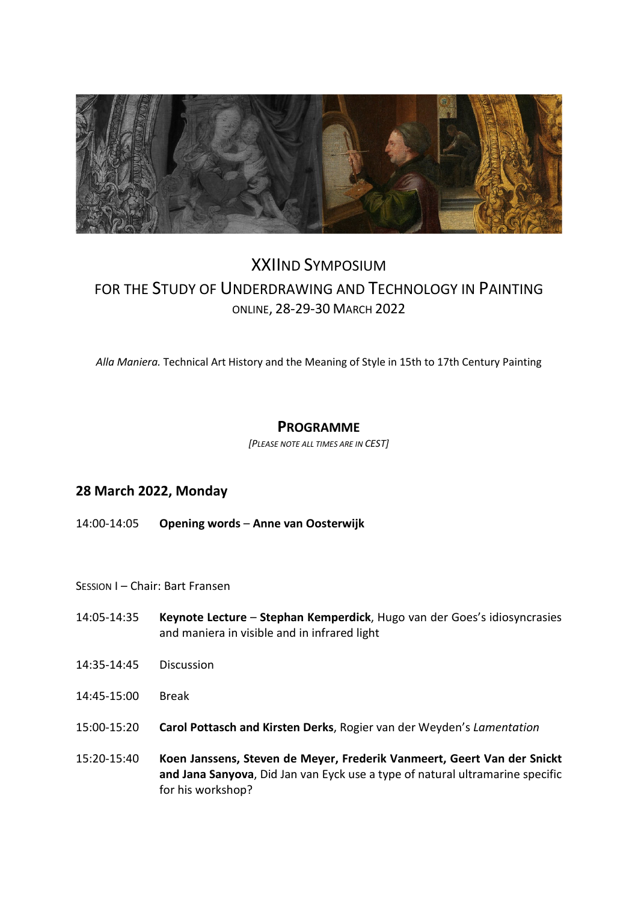# XXIIND SYMPOSIUM
## FOR THE STUDY OF UNDERDRAWING AND TECHNOLOGY IN PAINTING
ONLINE, 28-29-30 MARCH 2022

*Alla Maniera.* Technical Art History and the Meaning of Style in 15th to 17th Century Painting

## PROGRAMME

*[PLEASE NOTE ALL TIMES ARE IN CEST]*

### 28 March 2022, Monday

14:00-14:05 **Opening words** – **Anne van Oosterwijk**

SESSION I – Chair: Bart Fransen

14:05-14:35 **Keynote Lecture** – **Stephan Kemperdick**, Hugo van der Goes's idiosyncrasies and maniera in visible and in infrared light

14:35-14:45 Discussion

14:45-15:00 Break

15:00-15:20 **Carol Pottasch and Kirsten Derks**, Rogier van der Weyden's *Lamentation*

15:20-15:40 **Koen Janssens, Steven de Meyer, Frederik Vanmeert, Geert Van der Snickt and Jana Sanyova**, Did Jan van Eyck use a type of natural ultramarine specific for his workshop?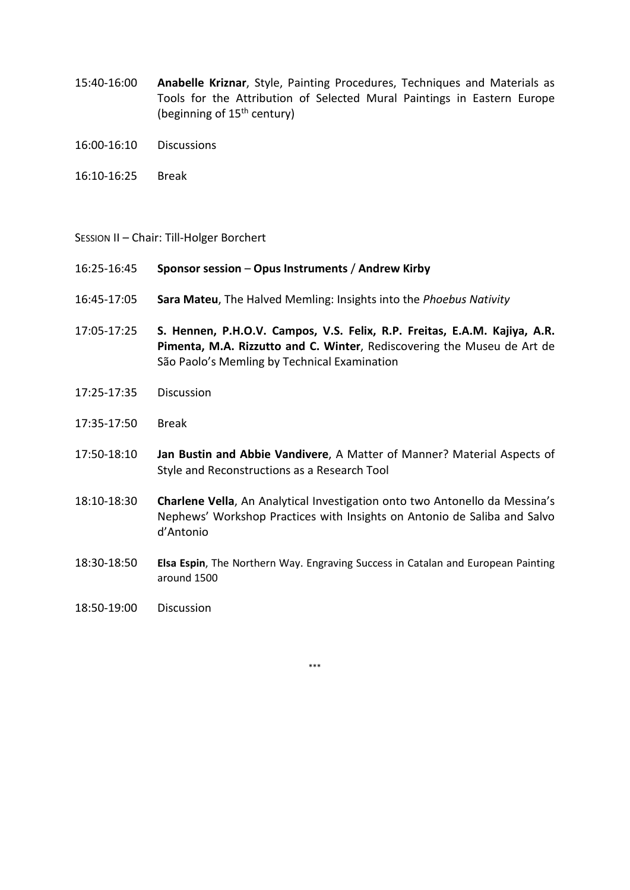15:40-16:00 **Anabelle Kriznar**, Style, Painting Procedures, Techniques and Materials as Tools for the Attribution of Selected Mural Paintings in Eastern Europe (beginning of 15th century)

16:00-16:10 Discussions

16:10-16:25 Break

SESSION II – Chair: Till-Holger Borchert

16:25-16:45 **Sponsor session** – **Opus Instruments** / **Andrew Kirby**

16:45-17:05 **Sara Mateu**, The Halved Memling: Insights into the *Phoebus Nativity*

17:05-17:25 **S. Hennen, P.H.O.V. Campos, V.S. Felix, R.P. Freitas, E.A.M. Kajiya, A.R. Pimenta, M.A. Rizzutto and C. Winter**, Rediscovering the Museu de Art de São Paolo's Memling by Technical Examination

17:25-17:35 Discussion

17:35-17:50 Break

17:50-18:10 **Jan Bustin and Abbie Vandivere**, A Matter of Manner? Material Aspects of Style and Reconstructions as a Research Tool

18:10-18:30 **Charlene Vella**, An Analytical Investigation onto two Antonello da Messina's Nephews' Workshop Practices with Insights on Antonio de Saliba and Salvo d'Antonio

18:30-18:50 **Elsa Espin**, The Northern Way. Engraving Success in Catalan and European Painting around 1500

18:50-19:00 Discussion

\*\*\*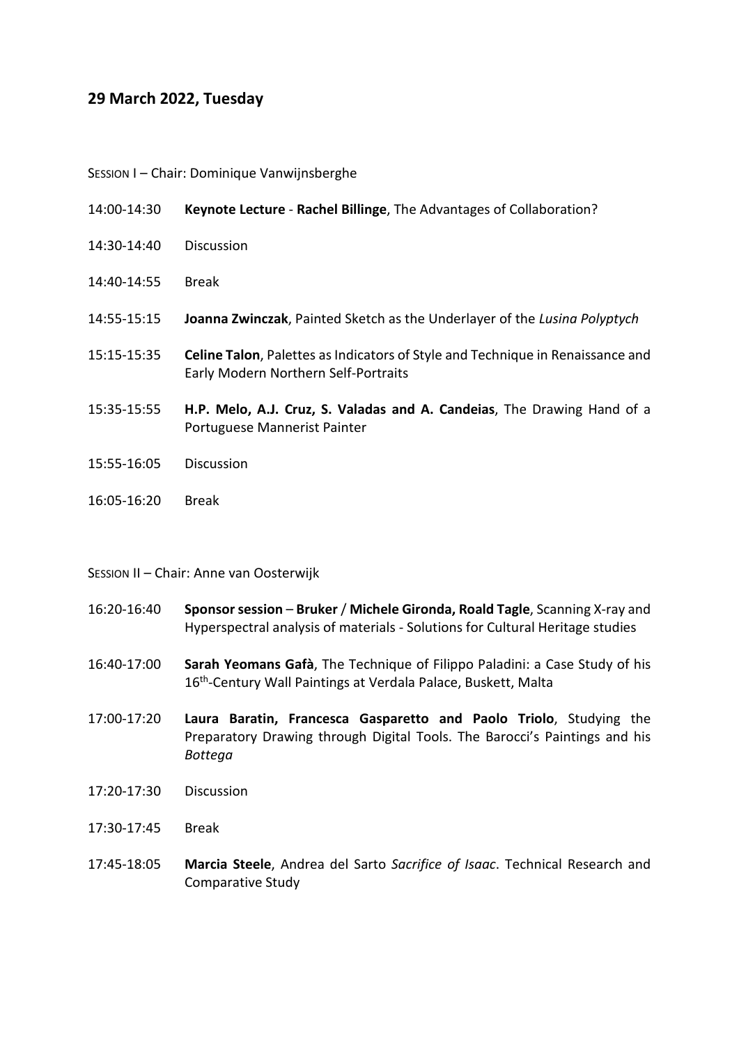## 29 March 2022, Tuesday

SESSION I – Chair: Dominique Vanwijnsberghe

| | |
|---|---|
| 14:00-14:30 | **Keynote Lecture** - **Rachel Billinge**, The Advantages of Collaboration? |
| 14:30-14:40 | Discussion |
| 14:40-14:55 | Break |
| 14:55-15:15 | **Joanna Zwinczak**, Painted Sketch as the Underlayer of the *Lusina Polyptych* |
| 15:15-15:35 | **Celine Talon**, Palettes as Indicators of Style and Technique in Renaissance and Early Modern Northern Self-Portraits |
| 15:35-15:55 | **H.P. Melo, A.J. Cruz, S. Valadas and A. Candeias**, The Drawing Hand of a Portuguese Mannerist Painter |
| 15:55-16:05 | Discussion |
| 16:05-16:20 | Break |

SESSION II – Chair: Anne van Oosterwijk

| | |
|---|---|
| 16:20-16:40 | **Sponsor session** – **Bruker** / **Michele Gironda, Roald Tagle**, Scanning X-ray and Hyperspectral analysis of materials - Solutions for Cultural Heritage studies |
| 16:40-17:00 | **Sarah Yeomans Gafà**, The Technique of Filippo Paladini: a Case Study of his 16th-Century Wall Paintings at Verdala Palace, Buskett, Malta |
| 17:00-17:20 | **Laura Baratin, Francesca Gasparetto and Paolo Triolo**, Studying the Preparatory Drawing through Digital Tools. The Barocci's Paintings and his *Bottega* |
| 17:20-17:30 | Discussion |
| 17:30-17:45 | Break |
| 17:45-18:05 | **Marcia Steele**, Andrea del Sarto *Sacrifice of Isaac*. Technical Research and Comparative Study |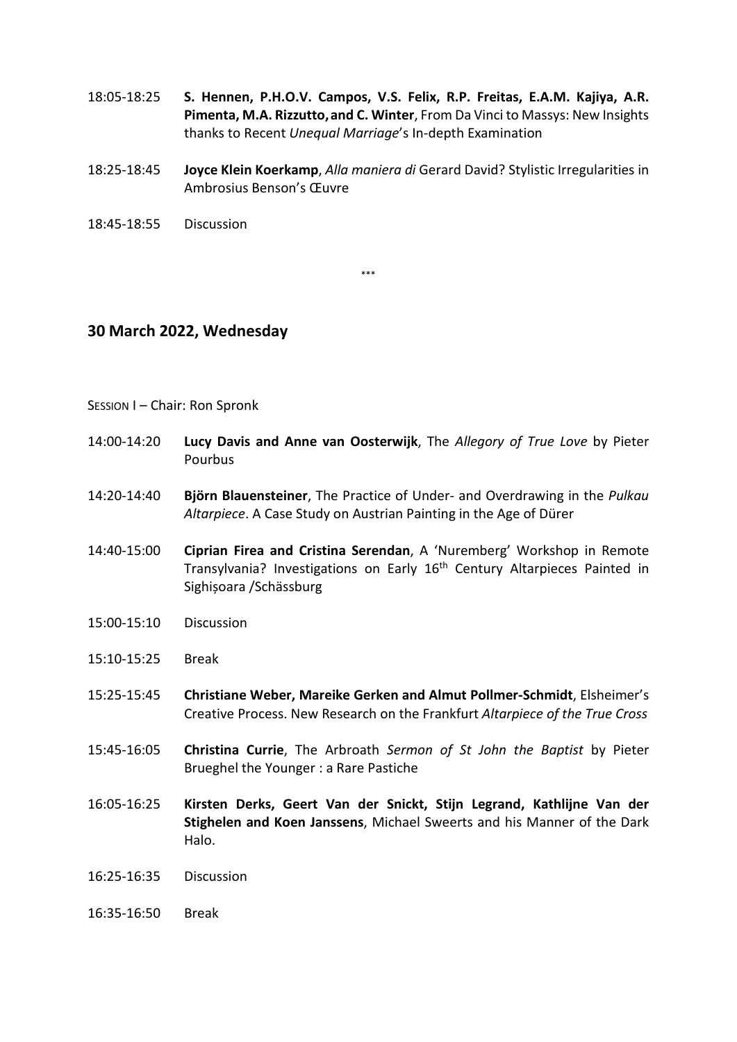18:05-18:25 **S. Hennen, P.H.O.V. Campos, V.S. Felix, R.P. Freitas, E.A.M. Kajiya, A.R. Pimenta, M.A. Rizzutto, and C. Winter**, From Da Vinci to Massys: New Insights thanks to Recent *Unequal Marriage*'s In-depth Examination

18:25-18:45 **Joyce Klein Koerkamp**, *Alla maniera di* Gerard David? Stylistic Irregularities in Ambrosius Benson's Œuvre

18:45-18:55 Discussion

\*\*\*

## 30 March 2022, Wednesday

SESSION I – Chair: Ron Spronk

14:00-14:20 **Lucy Davis and Anne van Oosterwijk**, The *Allegory of True Love* by Pieter Pourbus

14:20-14:40 **Björn Blauensteiner**, The Practice of Under- and Overdrawing in the *Pulkau Altarpiece*. A Case Study on Austrian Painting in the Age of Dürer

14:40-15:00 **Ciprian Firea and Cristina Serendan**, A 'Nuremberg' Workshop in Remote Transylvania? Investigations on Early 16th Century Altarpieces Painted in Sighișoara /Schässburg

15:00-15:10 Discussion

15:10-15:25 Break

15:25-15:45 **Christiane Weber, Mareike Gerken and Almut Pollmer-Schmidt**, Elsheimer's Creative Process. New Research on the Frankfurt *Altarpiece of the True Cross*

15:45-16:05 **Christina Currie**, The Arbroath *Sermon of St John the Baptist* by Pieter Brueghel the Younger : a Rare Pastiche

16:05-16:25 **Kirsten Derks, Geert Van der Snickt, Stijn Legrand, Kathlijne Van der Stighelen and Koen Janssens**, Michael Sweerts and his Manner of the Dark Halo.

16:25-16:35 Discussion

16:35-16:50 Break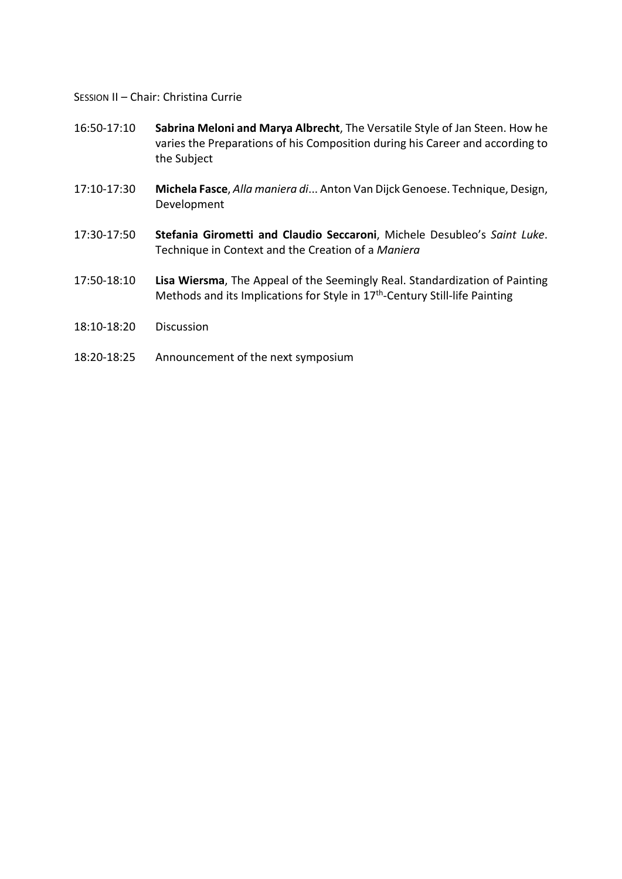SESSION II – Chair: Christina Currie

| | |
|---|---|
| 16:50-17:10 | **Sabrina Meloni and Marya Albrecht**, The Versatile Style of Jan Steen. How he varies the Preparations of his Composition during his Career and according to the Subject |
| 17:10-17:30 | **Michela Fasce**, *Alla maniera di*... Anton Van Dijck Genoese. Technique, Design, Development |
| 17:30-17:50 | **Stefania Girometti and Claudio Seccaroni**, Michele Desubleo's *Saint Luke*. Technique in Context and the Creation of a *Maniera* |
| 17:50-18:10 | **Lisa Wiersma**, The Appeal of the Seemingly Real. Standardization of Painting Methods and its Implications for Style in 17th-Century Still-life Painting |
| 18:10-18:20 | Discussion |
| 18:20-18:25 | Announcement of the next symposium |